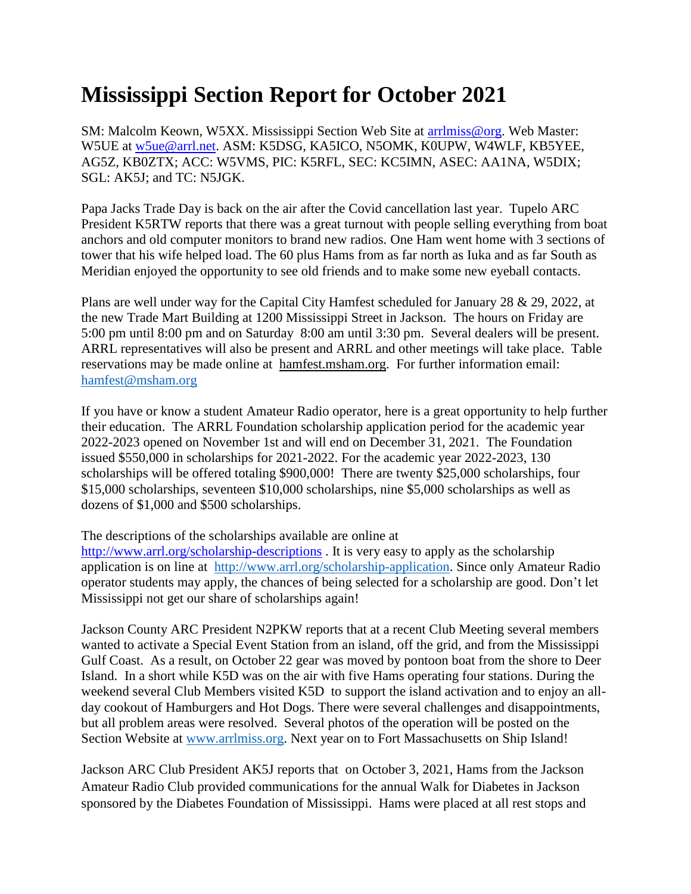# Mississippi Section Report for October 2021

SM: Malcolm Keown, W5XX. Mississippi Section Web Site at arrlmiss@org. Web Master: W5UE at w5ue@arrl.net. ASM: K5DSG, KA5ICO, N5OMK, K0UPW, W4WLF, KB5YEE, AG5Z, KB0ZTX; ACC: W5VMS, PIC: K5RFL, SEC: KC5IMN, ASEC: AA1NA, W5DIX; SGL: AK5J; and TC: N5JGK.

Papa Jacks Trade Day is back on the air after the Covid cancellation last year. Tupelo ARC President K5RTW reports that there was a great turnout with people selling everything from boat anchors and old computer monitors to brand new radios. One Ham went home with 3 sections of tower that his wife helped load. The 60 plus Hams from as far north as Iuka and as far South as Meridian enjoyed the opportunity to see old friends and to make some new eyeball contacts.

Plans are well under way for the Capital City Hamfest scheduled for January 28 & 29, 2022, at the new Trade Mart Building at 1200 Mississippi Street in Jackson. The hours on Friday are 5:00 pm until 8:00 pm and on Saturday 8:00 am until 3:30 pm. Several dealers will be present. ARRL representatives will also be present and ARRL and other meetings will take place. Table reservations may be made online at hamfest.msham.org. For further information email: hamfest@msham.org

If you have or know a student Amateur Radio operator, here is a great opportunity to help further their education. The ARRL Foundation scholarship application period for the academic year 2022-2023 opened on November 1st and will end on December 31, 2021. The Foundation issued $550,000 in scholarships for 2021-2022. For the academic year 2022-2023, 130 scholarships will be offered totaling $900,000! There are twenty $25,000 scholarships, four $15,000 scholarships, seventeen $10,000 scholarships, nine $5,000 scholarships as well as dozens of $1,000 and $500 scholarships.

The descriptions of the scholarships available are online at http://www.arrl.org/scholarship-descriptions . It is very easy to apply as the scholarship application is on line at http://www.arrl.org/scholarship-application. Since only Amateur Radio operator students may apply, the chances of being selected for a scholarship are good. Don't let Mississippi not get our share of scholarships again!

Jackson County ARC President N2PKW reports that at a recent Club Meeting several members wanted to activate a Special Event Station from an island, off the grid, and from the Mississippi Gulf Coast. As a result, on October 22 gear was moved by pontoon boat from the shore to Deer Island. In a short while K5D was on the air with five Hams operating four stations. During the weekend several Club Members visited K5D to support the island activation and to enjoy an all-day cookout of Hamburgers and Hot Dogs. There were several challenges and disappointments, but all problem areas were resolved. Several photos of the operation will be posted on the Section Website at www.arrlmiss.org. Next year on to Fort Massachusetts on Ship Island!

Jackson ARC Club President AK5J reports that on October 3, 2021, Hams from the Jackson Amateur Radio Club provided communications for the annual Walk for Diabetes in Jackson sponsored by the Diabetes Foundation of Mississippi. Hams were placed at all rest stops and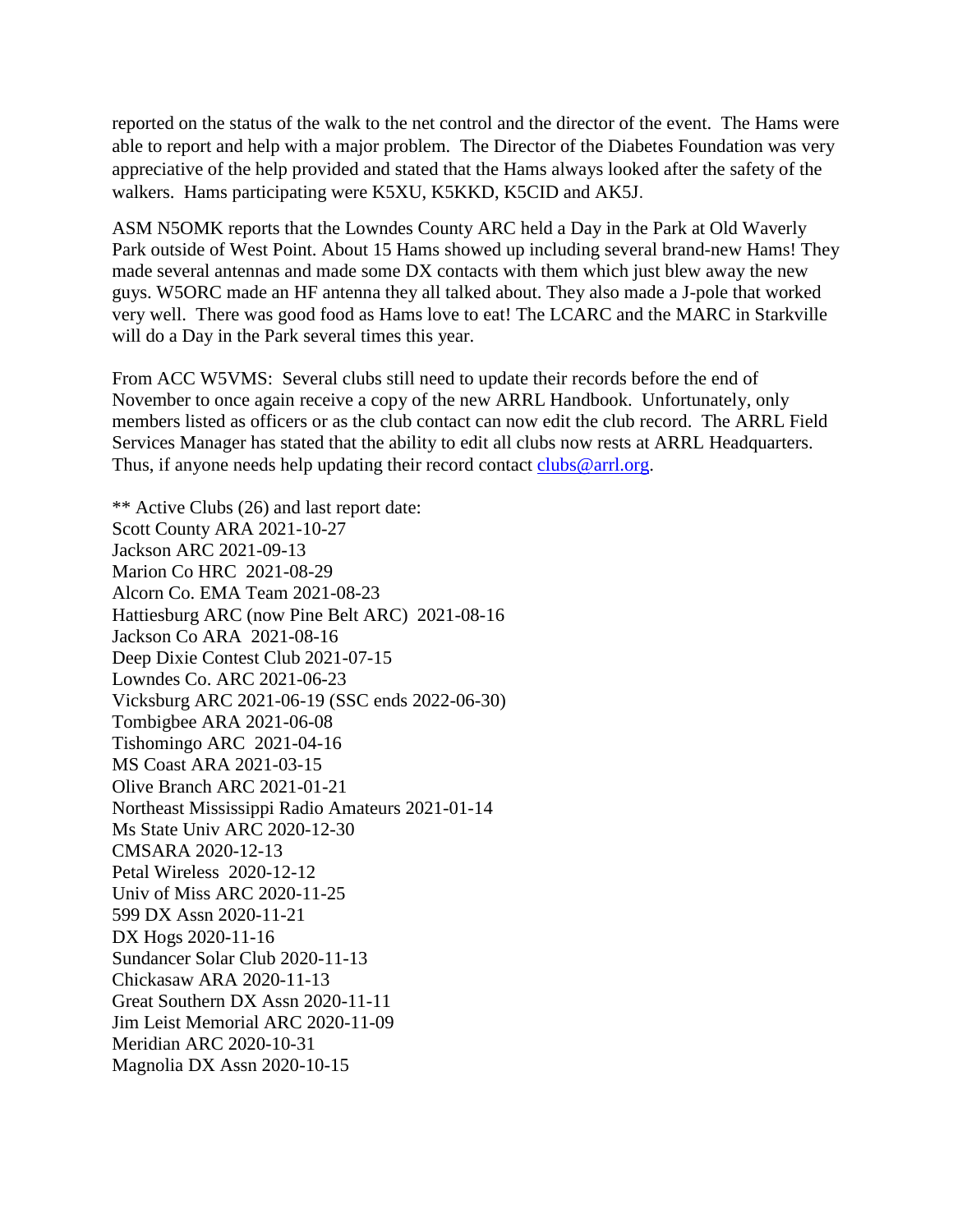reported on the status of the walk to the net control and the director of the event. The Hams were able to report and help with a major problem. The Director of the Diabetes Foundation was very appreciative of the help provided and stated that the Hams always looked after the safety of the walkers. Hams participating were K5XU, K5KKD, K5CID and AK5J.

ASM N5OMK reports that the Lowndes County ARC held a Day in the Park at Old Waverly Park outside of West Point. About 15 Hams showed up including several brand-new Hams! They made several antennas and made some DX contacts with them which just blew away the new guys. W5ORC made an HF antenna they all talked about. They also made a J-pole that worked very well. There was good food as Hams love to eat! The LCARC and the MARC in Starkville will do a Day in the Park several times this year.

From ACC W5VMS: Several clubs still need to update their records before the end of November to once again receive a copy of the new ARRL Handbook. Unfortunately, only members listed as officers or as the club contact can now edit the club record. The ARRL Field Services Manager has stated that the ability to edit all clubs now rests at ARRL Headquarters. Thus, if anyone needs help updating their record contact clubs@arrl.org.

** Active Clubs (26) and last report date:
Scott County ARA 2021-10-27
Jackson ARC 2021-09-13
Marion Co HRC 2021-08-29
Alcorn Co. EMA Team 2021-08-23
Hattiesburg ARC (now Pine Belt ARC) 2021-08-16
Jackson Co ARA 2021-08-16
Deep Dixie Contest Club 2021-07-15
Lowndes Co. ARC 2021-06-23
Vicksburg ARC 2021-06-19 (SSC ends 2022-06-30)
Tombigbee ARA 2021-06-08
Tishomingo ARC 2021-04-16
MS Coast ARA 2021-03-15
Olive Branch ARC 2021-01-21
Northeast Mississippi Radio Amateurs 2021-01-14
Ms State Univ ARC 2020-12-30
CMSARA 2020-12-13
Petal Wireless 2020-12-12
Univ of Miss ARC 2020-11-25
599 DX Assn 2020-11-21
DX Hogs 2020-11-16
Sundancer Solar Club 2020-11-13
Chickasaw ARA 2020-11-13
Great Southern DX Assn 2020-11-11
Jim Leist Memorial ARC 2020-11-09
Meridian ARC 2020-10-31
Magnolia DX Assn 2020-10-15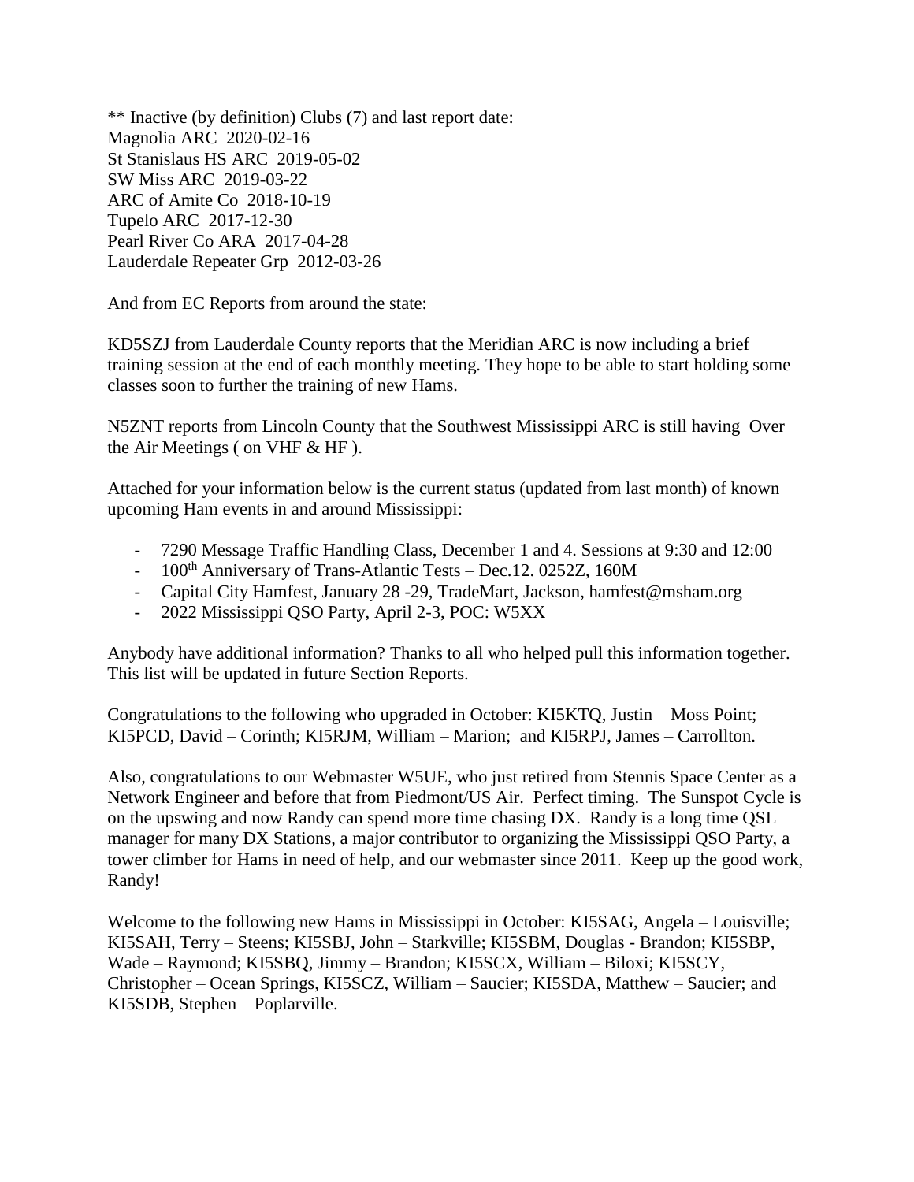** Inactive (by definition) Clubs (7) and last report date:
Magnolia ARC  2020-02-16
St Stanislaus HS ARC  2019-05-02
SW Miss ARC  2019-03-22
ARC of Amite Co  2018-10-19
Tupelo ARC  2017-12-30
Pearl River Co ARA  2017-04-28
Lauderdale Repeater Grp  2012-03-26

And from EC Reports from around the state:

KD5SZJ from Lauderdale County reports that the Meridian ARC is now including a brief training session at the end of each monthly meeting. They hope to be able to start holding some classes soon to further the training of new Hams.

N5ZNT reports from Lincoln County that the Southwest Mississippi ARC is still having Over the Air Meetings ( on VHF & HF ).

Attached for your information below is the current status (updated from last month) of known upcoming Ham events in and around Mississippi:

- 7290 Message Traffic Handling Class, December 1 and 4. Sessions at 9:30 and 12:00
- 100th Anniversary of Trans-Atlantic Tests – Dec.12. 0252Z, 160M
- Capital City Hamfest, January 28 -29, TradeMart, Jackson, hamfest@msham.org
- 2022 Mississippi QSO Party, April 2-3, POC: W5XX

Anybody have additional information? Thanks to all who helped pull this information together. This list will be updated in future Section Reports.

Congratulations to the following who upgraded in October: KI5KTQ, Justin – Moss Point; KI5PCD, David – Corinth; KI5RJM, William – Marion; and KI5RPJ, James – Carrollton.

Also, congratulations to our Webmaster W5UE, who just retired from Stennis Space Center as a Network Engineer and before that from Piedmont/US Air. Perfect timing. The Sunspot Cycle is on the upswing and now Randy can spend more time chasing DX. Randy is a long time QSL manager for many DX Stations, a major contributor to organizing the Mississippi QSO Party, a tower climber for Hams in need of help, and our webmaster since 2011. Keep up the good work, Randy!

Welcome to the following new Hams in Mississippi in October: KI5SAG, Angela – Louisville; KI5SAH, Terry – Steens; KI5SBJ, John – Starkville; KI5SBM, Douglas - Brandon; KI5SBP, Wade – Raymond; KI5SBQ, Jimmy – Brandon; KI5SCX, William – Biloxi; KI5SCY, Christopher – Ocean Springs, KI5SCZ, William – Saucier; KI5SDA, Matthew – Saucier; and KI5SDB, Stephen – Poplarville.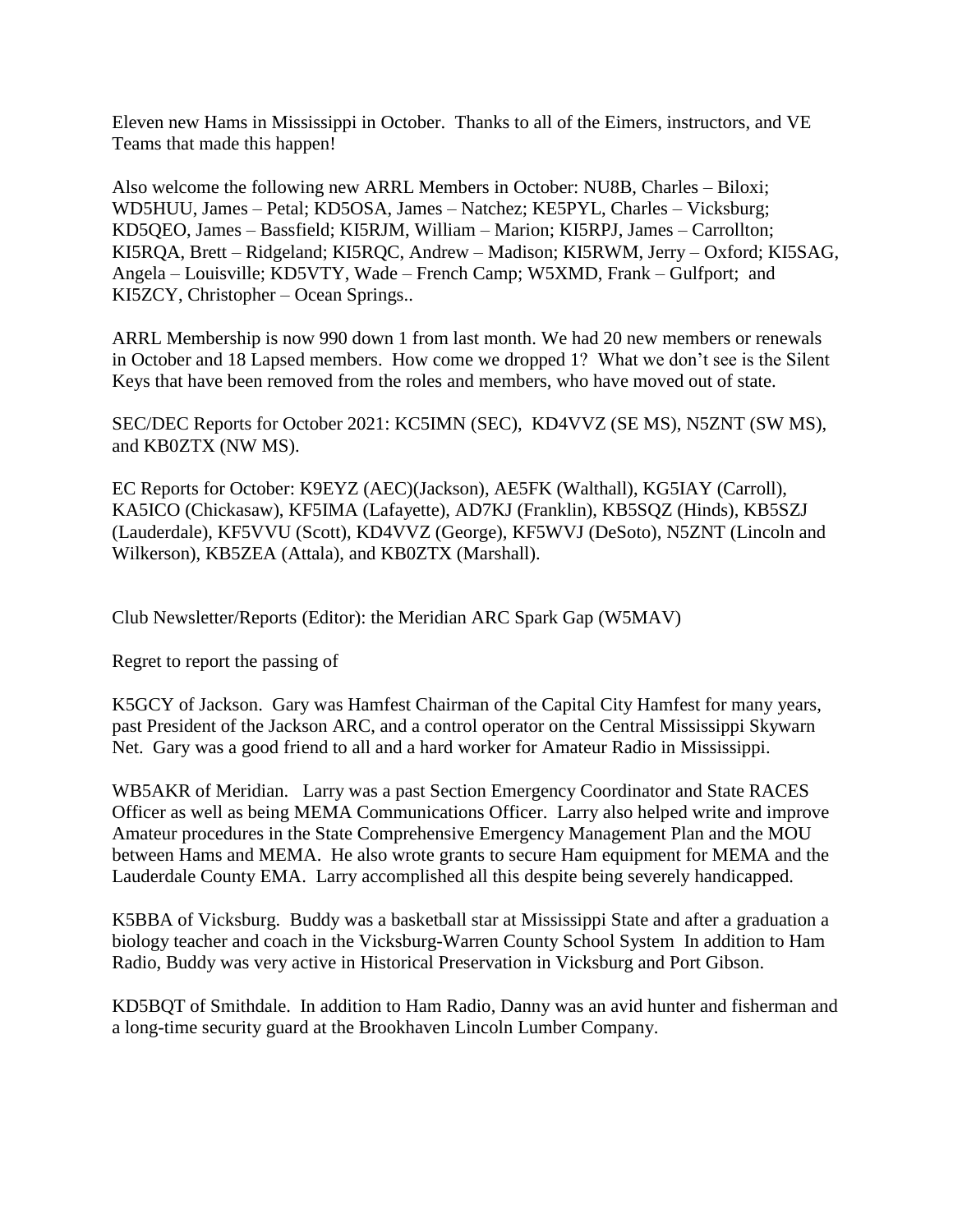Eleven new Hams in Mississippi in October. Thanks to all of the Eimers, instructors, and VE Teams that made this happen!

Also welcome the following new ARRL Members in October: NU8B, Charles – Biloxi; WD5HUU, James – Petal; KD5OSA, James – Natchez; KE5PYL, Charles – Vicksburg; KD5QEO, James – Bassfield; KI5RJM, William – Marion; KI5RPJ, James – Carrollton; KI5RQA, Brett – Ridgeland; KI5RQC, Andrew – Madison; KI5RWM, Jerry – Oxford; KI5SAG, Angela – Louisville; KD5VTY, Wade – French Camp; W5XMD, Frank – Gulfport; and KI5ZCY, Christopher – Ocean Springs..

ARRL Membership is now 990 down 1 from last month. We had 20 new members or renewals in October and 18 Lapsed members. How come we dropped 1? What we don't see is the Silent Keys that have been removed from the roles and members, who have moved out of state.

SEC/DEC Reports for October 2021: KC5IMN (SEC), KD4VVZ (SE MS), N5ZNT (SW MS), and KB0ZTX (NW MS).

EC Reports for October: K9EYZ (AEC)(Jackson), AE5FK (Walthall), KG5IAY (Carroll), KA5ICO (Chickasaw), KF5IMA (Lafayette), AD7KJ (Franklin), KB5SQZ (Hinds), KB5SZJ (Lauderdale), KF5VVU (Scott), KD4VVZ (George), KF5WVJ (DeSoto), N5ZNT (Lincoln and Wilkerson), KB5ZEA (Attala), and KB0ZTX (Marshall).

Club Newsletter/Reports (Editor): the Meridian ARC Spark Gap (W5MAV)

Regret to report the passing of

K5GCY of Jackson. Gary was Hamfest Chairman of the Capital City Hamfest for many years, past President of the Jackson ARC, and a control operator on the Central Mississippi Skywarn Net. Gary was a good friend to all and a hard worker for Amateur Radio in Mississippi.

WB5AKR of Meridian. Larry was a past Section Emergency Coordinator and State RACES Officer as well as being MEMA Communications Officer. Larry also helped write and improve Amateur procedures in the State Comprehensive Emergency Management Plan and the MOU between Hams and MEMA. He also wrote grants to secure Ham equipment for MEMA and the Lauderdale County EMA. Larry accomplished all this despite being severely handicapped.

K5BBA of Vicksburg. Buddy was a basketball star at Mississippi State and after a graduation a biology teacher and coach in the Vicksburg-Warren County School System In addition to Ham Radio, Buddy was very active in Historical Preservation in Vicksburg and Port Gibson.

KD5BQT of Smithdale. In addition to Ham Radio, Danny was an avid hunter and fisherman and a long-time security guard at the Brookhaven Lincoln Lumber Company.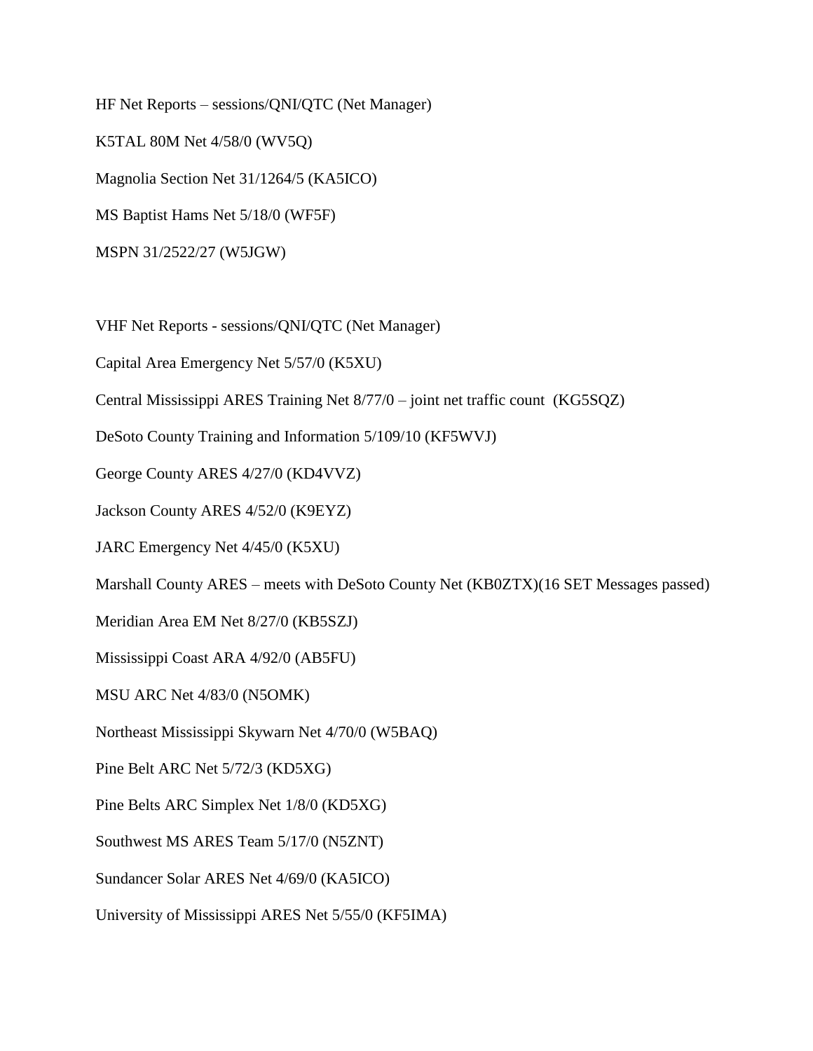HF Net Reports – sessions/QNI/QTC (Net Manager)

K5TAL 80M Net 4/58/0 (WV5Q)

Magnolia Section Net 31/1264/5 (KA5ICO)

MS Baptist Hams Net 5/18/0 (WF5F)

MSPN 31/2522/27 (W5JGW)

VHF Net Reports - sessions/QNI/QTC (Net Manager)

Capital Area Emergency Net 5/57/0 (K5XU)

Central Mississippi ARES Training Net 8/77/0 – joint net traffic count (KG5SQZ)

DeSoto County Training and Information 5/109/10 (KF5WVJ)

George County ARES 4/27/0 (KD4VVZ)

Jackson County ARES 4/52/0 (K9EYZ)

JARC Emergency Net 4/45/0 (K5XU)

Marshall County ARES – meets with DeSoto County Net (KB0ZTX)(16 SET Messages passed)

Meridian Area EM Net 8/27/0 (KB5SZJ)

Mississippi Coast ARA 4/92/0 (AB5FU)

MSU ARC Net 4/83/0 (N5OMK)

Northeast Mississippi Skywarn Net 4/70/0 (W5BAQ)

Pine Belt ARC Net 5/72/3 (KD5XG)

Pine Belts ARC Simplex Net 1/8/0 (KD5XG)

Southwest MS ARES Team 5/17/0 (N5ZNT)

Sundancer Solar ARES Net 4/69/0 (KA5ICO)

University of Mississippi ARES Net 5/55/0 (KF5IMA)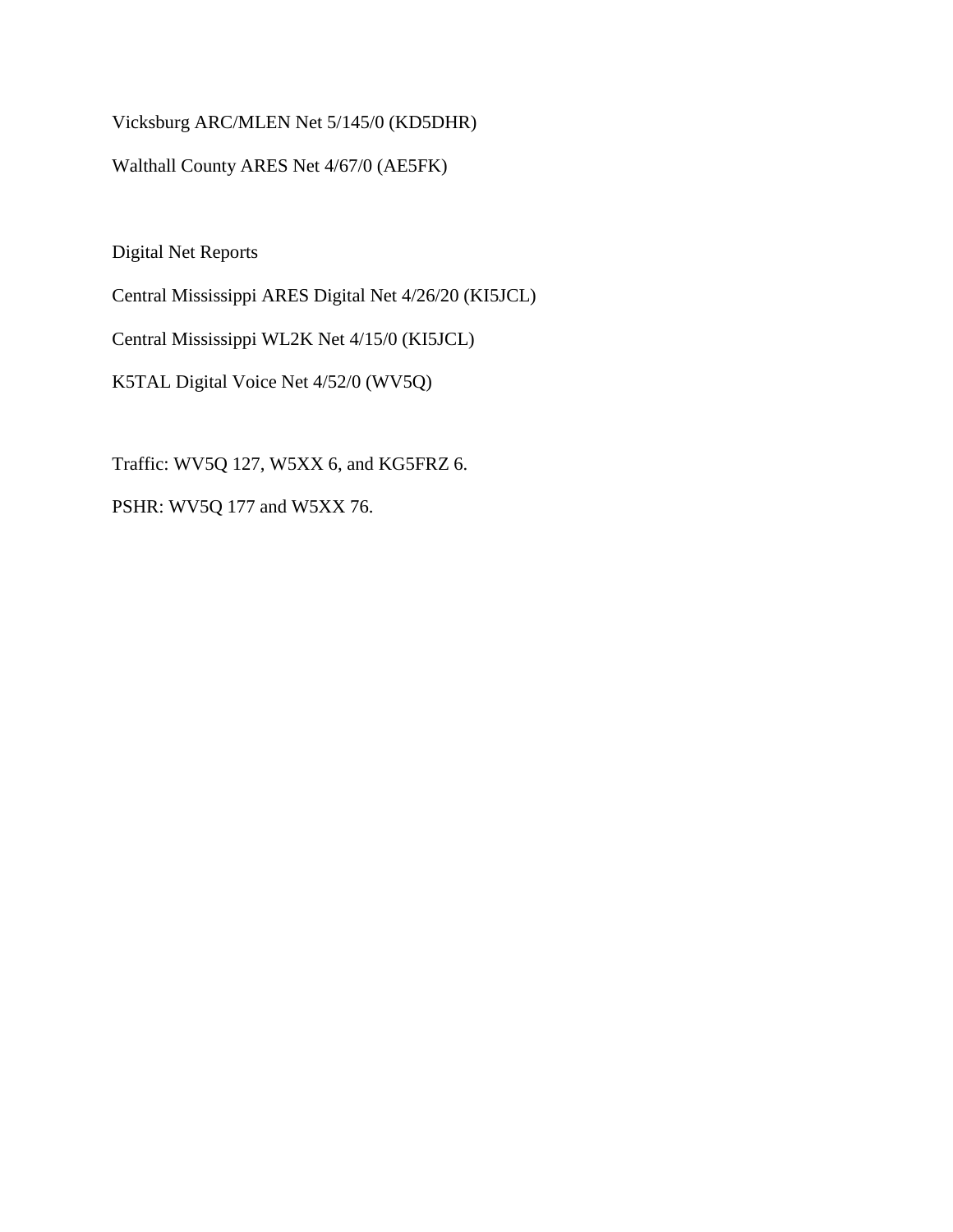Vicksburg ARC/MLEN Net 5/145/0 (KD5DHR)

Walthall County ARES Net 4/67/0 (AE5FK)

Digital Net Reports

Central Mississippi ARES Digital Net 4/26/20 (KI5JCL)

Central Mississippi WL2K Net 4/15/0 (KI5JCL)

K5TAL Digital Voice Net 4/52/0 (WV5Q)

Traffic: WV5Q 127, W5XX 6, and KG5FRZ 6.

PSHR: WV5Q 177 and W5XX 76.